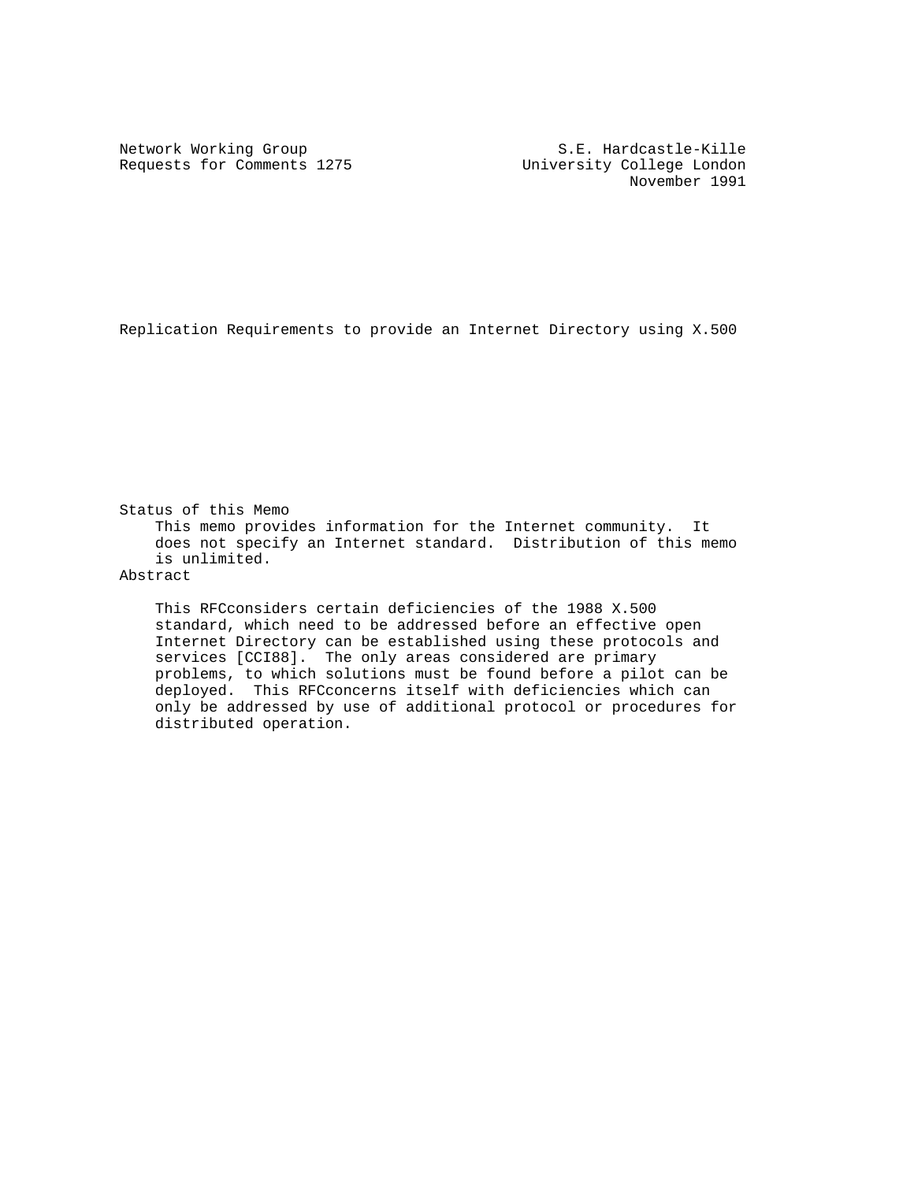Network Working Group S.E. Hardcastle-Kille
Requests for Comments 1275 University College London
November 1991

# Replication Requirements to provide an Internet Directory using X.500

## Status of this Memo

This memo provides information for the Internet community. It does not specify an Internet standard. Distribution of this memo is unlimited.

## Abstract

This RFCconsiders certain deficiencies of the 1988 X.500 standard, which need to be addressed before an effective open Internet Directory can be established using these protocols and services [CCI88]. The only areas considered are primary problems, to which solutions must be found before a pilot can be deployed. This RFCconcerns itself with deficiencies which can only be addressed by use of additional protocol or procedures for distributed operation.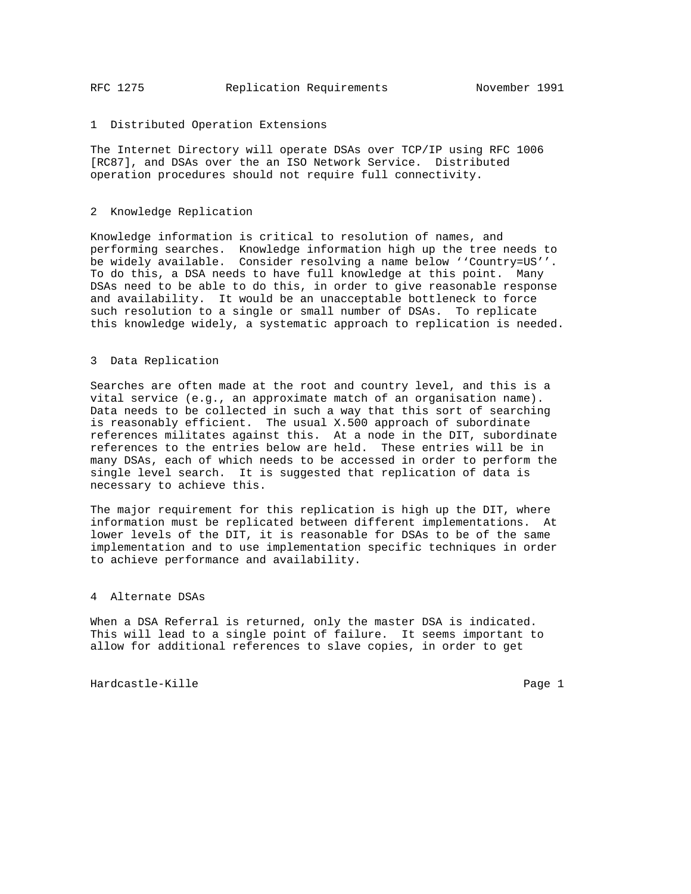## 1 Distributed Operation Extensions

The Internet Directory will operate DSAs over TCP/IP using RFC 1006 [RC87], and DSAs over the an ISO Network Service. Distributed operation procedures should not require full connectivity.

## 2 Knowledge Replication

Knowledge information is critical to resolution of names, and performing searches. Knowledge information high up the tree needs to be widely available. Consider resolving a name below ‘‘Country=US’’. To do this, a DSA needs to have full knowledge at this point. Many DSAs need to be able to do this, in order to give reasonable response and availability. It would be an unacceptable bottleneck to force such resolution to a single or small number of DSAs. To replicate this knowledge widely, a systematic approach to replication is needed.

## 3 Data Replication

Searches are often made at the root and country level, and this is a vital service (e.g., an approximate match of an organisation name). Data needs to be collected in such a way that this sort of searching is reasonably efficient. The usual X.500 approach of subordinate references militates against this. At a node in the DIT, subordinate references to the entries below are held. These entries will be in many DSAs, each of which needs to be accessed in order to perform the single level search. It is suggested that replication of data is necessary to achieve this.

The major requirement for this replication is high up the DIT, where information must be replicated between different implementations. At lower levels of the DIT, it is reasonable for DSAs to be of the same implementation and to use implementation specific techniques in order to achieve performance and availability.

## 4 Alternate DSAs

When a DSA Referral is returned, only the master DSA is indicated. This will lead to a single point of failure. It seems important to allow for additional references to slave copies, in order to get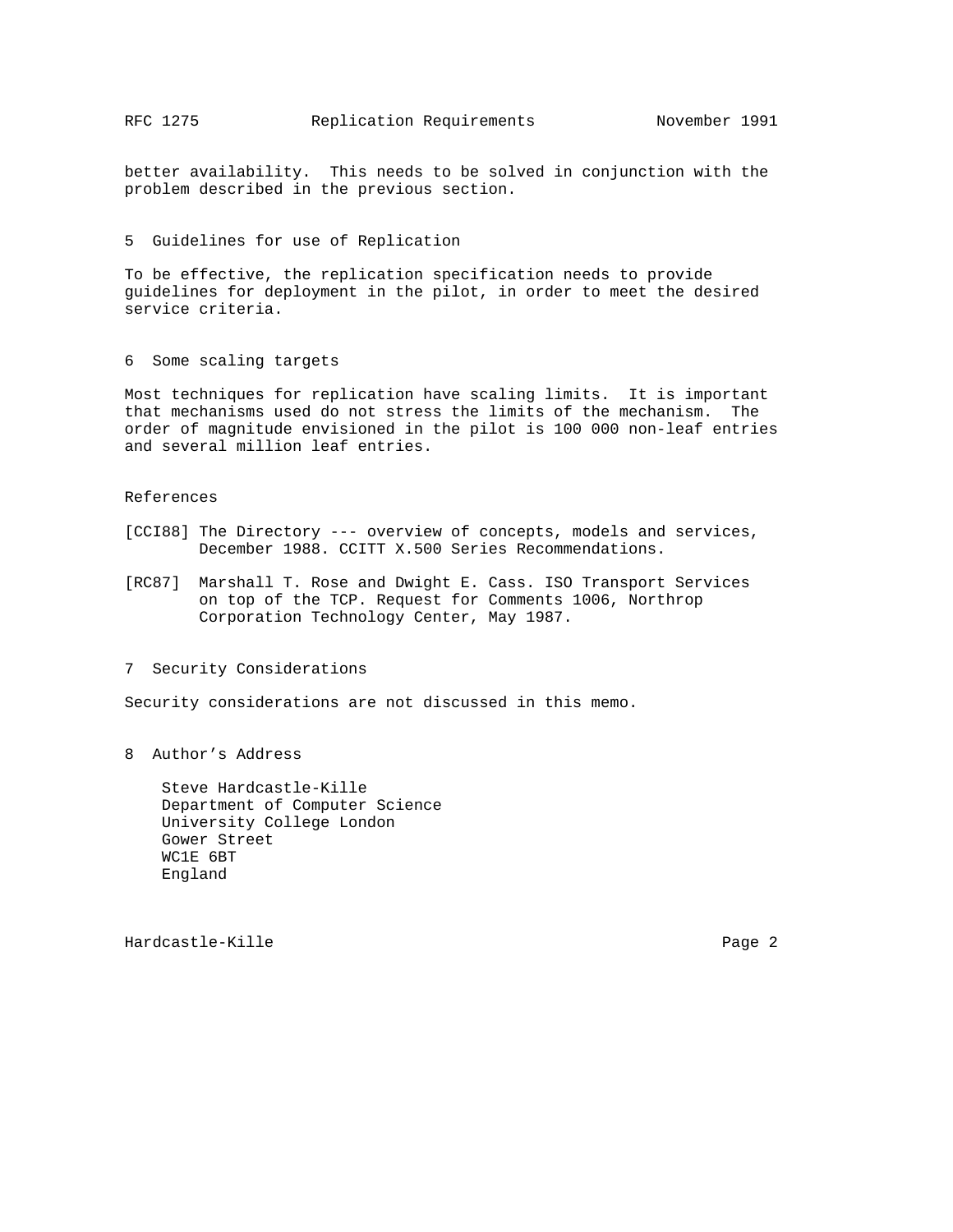better availability. This needs to be solved in conjunction with the problem described in the previous section.

## 5 Guidelines for use of Replication

To be effective, the replication specification needs to provide guidelines for deployment in the pilot, in order to meet the desired service criteria.

## 6 Some scaling targets

Most techniques for replication have scaling limits. It is important that mechanisms used do not stress the limits of the mechanism. The order of magnitude envisioned in the pilot is 100 000 non-leaf entries and several million leaf entries.

## References

[CCI88] The Directory --- overview of concepts, models and services, December 1988. CCITT X.500 Series Recommendations.

[RC87] Marshall T. Rose and Dwight E. Cass. ISO Transport Services on top of the TCP. Request for Comments 1006, Northrop Corporation Technology Center, May 1987.

## 7 Security Considerations

Security considerations are not discussed in this memo.

## 8 Author's Address

Steve Hardcastle-Kille
Department of Computer Science
University College London
Gower Street
WC1E 6BT
England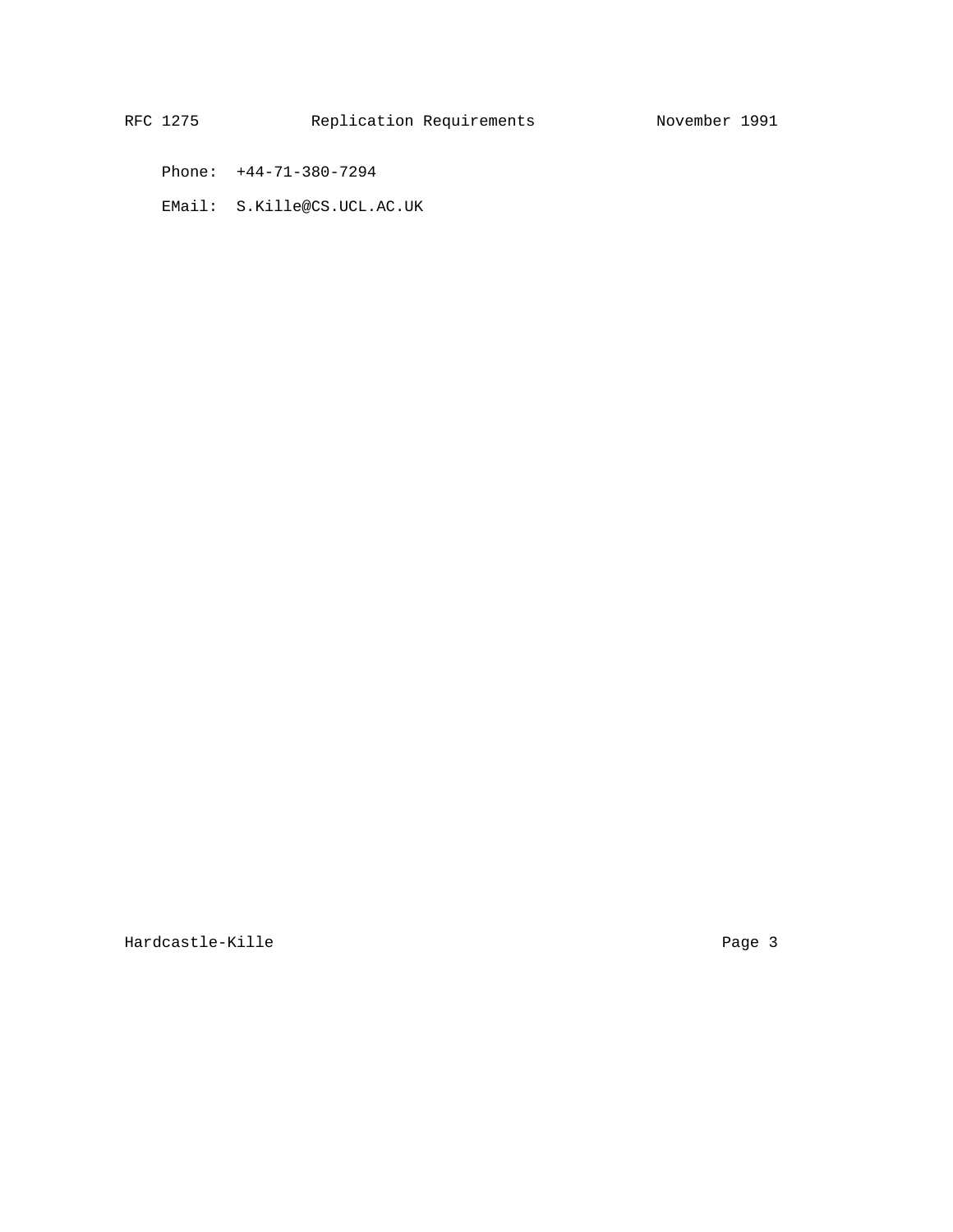Phone:  +44-71-380-7294

EMail:  S.Kille@CS.UCL.AC.UK